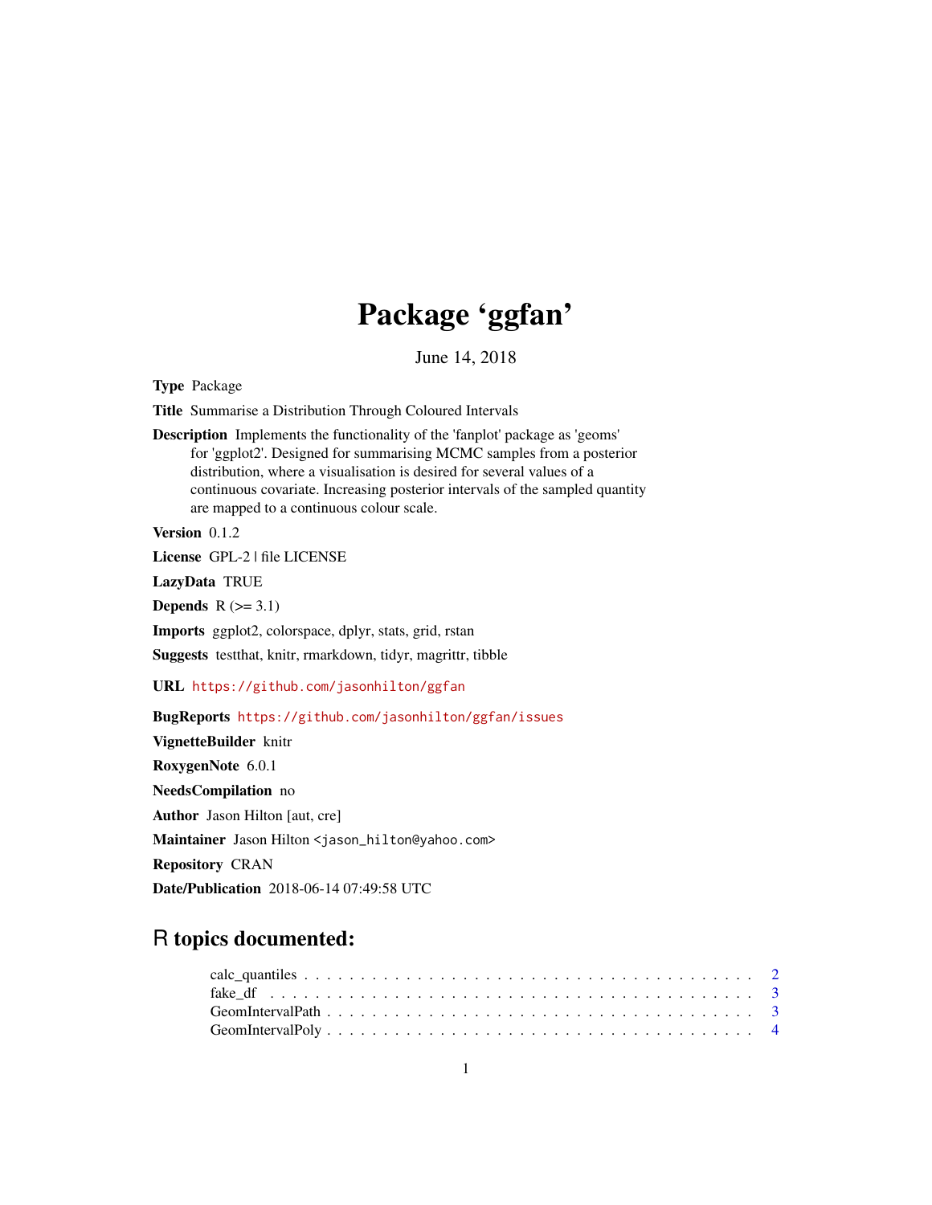# Package 'ggfan'

June 14, 2018

**Type** Package

**Title** Summarise a Distribution Through Coloured Intervals

**Description** Implements the functionality of the 'fanplot' package as 'geoms' for 'ggplot2'. Designed for summarising MCMC samples from a posterior distribution, where a visualisation is desired for several values of a continuous covariate. Increasing posterior intervals of the sampled quantity are mapped to a continuous colour scale.

**Version** 0.1.2

**License** GPL-2 | file LICENSE

**LazyData** TRUE

**Depends** R (>= 3.1)

**Imports** ggplot2, colorspace, dplyr, stats, grid, rstan

**Suggests** testthat, knitr, rmarkdown, tidyr, magrittr, tibble

**URL** https://github.com/jasonhilton/ggfan

**BugReports** https://github.com/jasonhilton/ggfan/issues

**VignetteBuilder** knitr

**RoxygenNote** 6.0.1

**NeedsCompilation** no

**Author** Jason Hilton [aut, cre]

**Maintainer** Jason Hilton <jason_hilton@yahoo.com>

**Repository** CRAN

**Date/Publication** 2018-06-14 07:49:58 UTC

## R topics documented:

calc_quantiles . . . . . . . . . . . . . . . . . . . . . . . . . . . . . . . . . . . . . . . 2
fake_df . . . . . . . . . . . . . . . . . . . . . . . . . . . . . . . . . . . . . . . . . . . 3
GeomIntervalPath . . . . . . . . . . . . . . . . . . . . . . . . . . . . . . . . . . . . . 3
GeomIntervalPoly . . . . . . . . . . . . . . . . . . . . . . . . . . . . . . . . . . . . . 4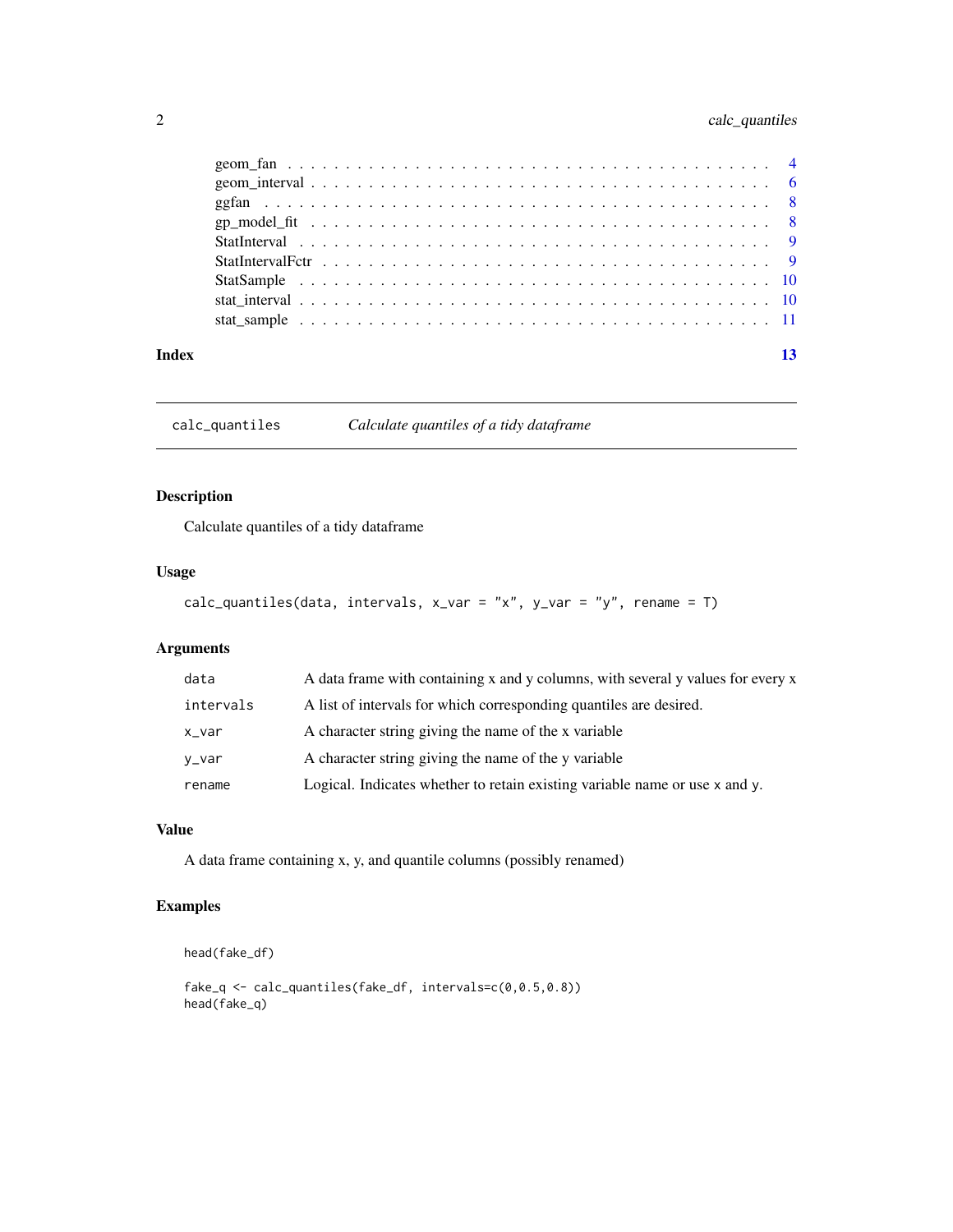geom_fan . . . . . . . . . . . . . . . . . . . . . . . . . . . . . . . . . . . . . . . . 4
geom_interval . . . . . . . . . . . . . . . . . . . . . . . . . . . . . . . . . . . . . . 6
ggfan . . . . . . . . . . . . . . . . . . . . . . . . . . . . . . . . . . . . . . . . . . 8
gp_model_fit . . . . . . . . . . . . . . . . . . . . . . . . . . . . . . . . . . . . . . . 8
StatInterval . . . . . . . . . . . . . . . . . . . . . . . . . . . . . . . . . . . . . . . 9
StatIntervalFctr . . . . . . . . . . . . . . . . . . . . . . . . . . . . . . . . . . . . . 9
StatSample . . . . . . . . . . . . . . . . . . . . . . . . . . . . . . . . . . . . . . . . 10
stat_interval . . . . . . . . . . . . . . . . . . . . . . . . . . . . . . . . . . . . . . . 10
stat_sample . . . . . . . . . . . . . . . . . . . . . . . . . . . . . . . . . . . . . . . 11

**Index** **13**

---

## calc_quantiles — *Calculate quantiles of a tidy dataframe*

---

### Description

Calculate quantiles of a tidy dataframe

### Usage

```
calc_quantiles(data, intervals, x_var = "x", y_var = "y", rename = T)
```

### Arguments

| | |
|---|---|
| data | A data frame with containing x and y columns, with several y values for every x |
| intervals | A list of intervals for which corresponding quantiles are desired. |
| x_var | A character string giving the name of the x variable |
| y_var | A character string giving the name of the y variable |
| rename | Logical. Indicates whether to retain existing variable name or use x and y. |

### Value

A data frame containing x, y, and quantile columns (possibly renamed)

### Examples

```
head(fake_df)

fake_q <- calc_quantiles(fake_df, intervals=c(0,0.5,0.8))
head(fake_q)
```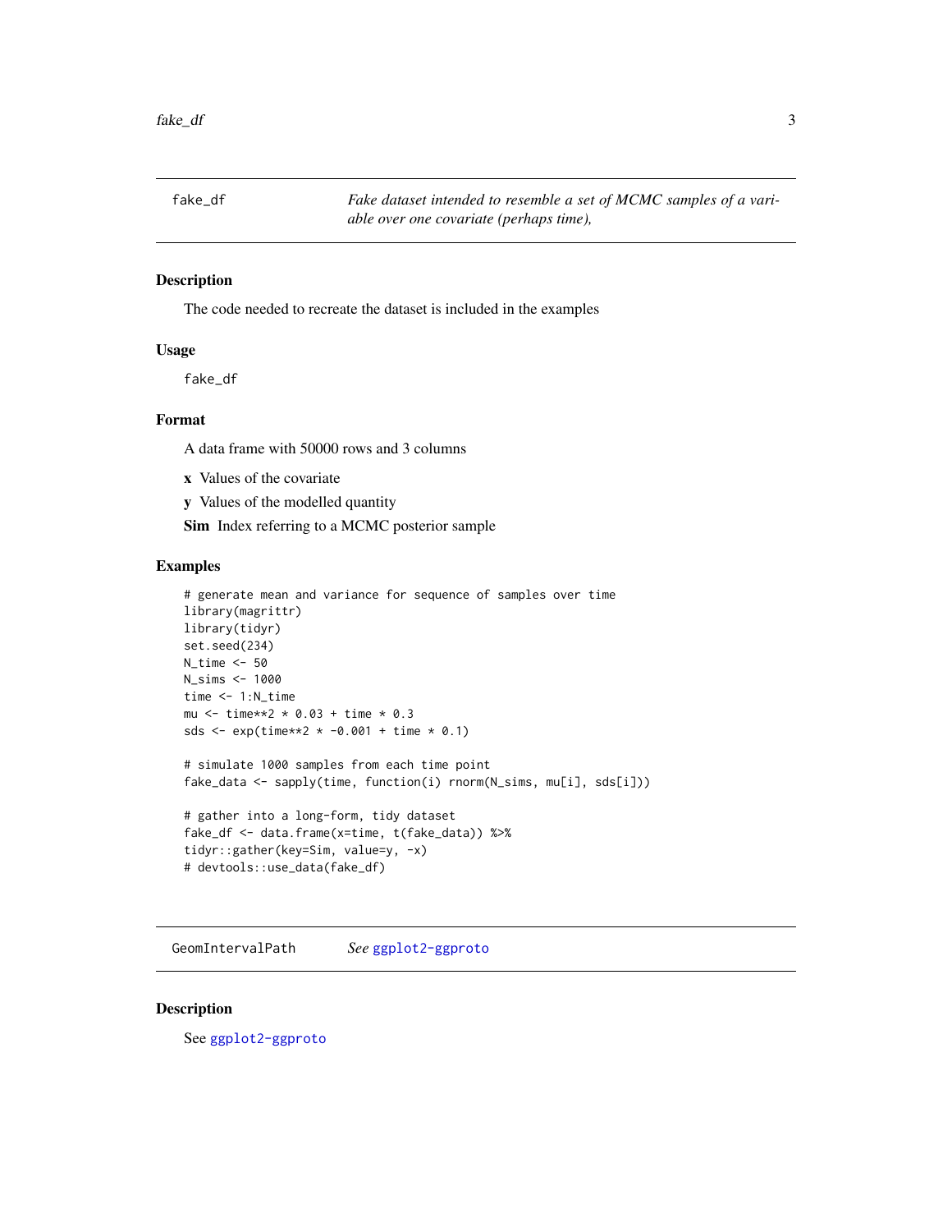## fake_df — *Fake dataset intended to resemble a set of MCMC samples of a variable over one covariate (perhaps time),*

### Description

The code needed to recreate the dataset is included in the examples

### Usage

```
fake_df
```

### Format

A data frame with 50000 rows and 3 columns

**x** Values of the covariate

**y** Values of the modelled quantity

**Sim** Index referring to a MCMC posterior sample

### Examples

```
# generate mean and variance for sequence of samples over time
library(magrittr)
library(tidyr)
set.seed(234)
N_time <- 50
N_sims <- 1000
time <- 1:N_time
mu <- time**2 * 0.03 + time * 0.3
sds <- exp(time**2 * -0.001 + time * 0.1)

# simulate 1000 samples from each time point
fake_data <- sapply(time, function(i) rnorm(N_sims, mu[i], sds[i]))

# gather into a long-form, tidy dataset
fake_df <- data.frame(x=time, t(fake_data)) %>%
tidyr::gather(key=Sim, value=y, -x)
# devtools::use_data(fake_df)
```

## GeomIntervalPath — *See ggplot2-ggproto*

### Description

See ggplot2-ggproto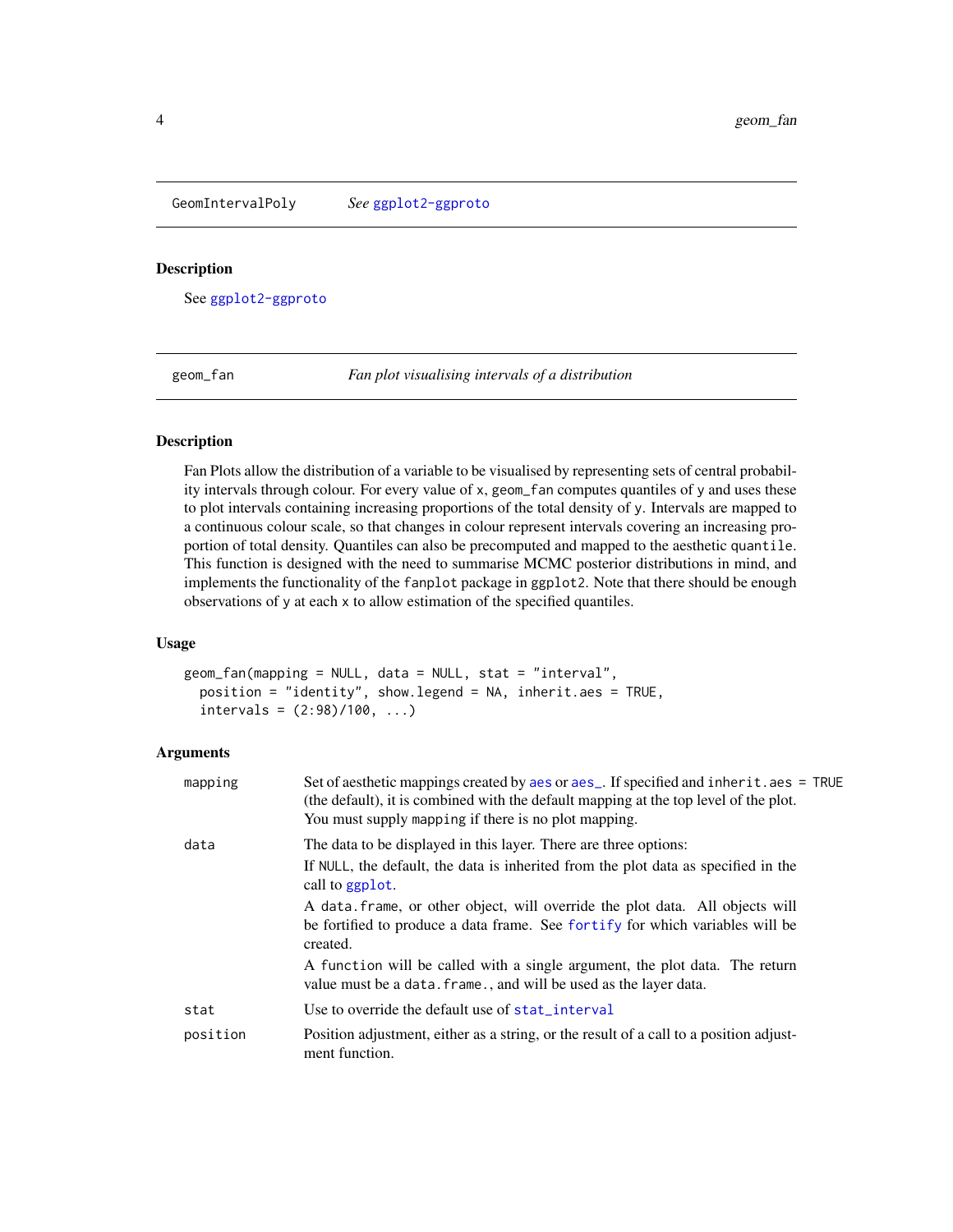## GeomIntervalPoly — *See ggplot2-ggproto*

### Description

See `ggplot2-ggproto`

## geom_fan — *Fan plot visualising intervals of a distribution*

### Description

Fan Plots allow the distribution of a variable to be visualised by representing sets of central probability intervals through colour. For every value of x, `geom_fan` computes quantiles of y and uses these to plot intervals containing increasing proportions of the total density of y. Intervals are mapped to a continuous colour scale, so that changes in colour represent intervals covering an increasing proportion of total density. Quantiles can also be precomputed and mapped to the aesthetic `quantile`. This function is designed with the need to summarise MCMC posterior distributions in mind, and implements the functionality of the `fanplot` package in ggplot2. Note that there should be enough observations of y at each x to allow estimation of the specified quantiles.

### Usage

```
geom_fan(mapping = NULL, data = NULL, stat = "interval",
  position = "identity", show.legend = NA, inherit.aes = TRUE,
  intervals = (2:98)/100, ...)
```

### Arguments

| | |
|---|---|
| `mapping` | Set of aesthetic mappings created by `aes` or `aes_`. If specified and `inherit.aes = TRUE` (the default), it is combined with the default mapping at the top level of the plot. You must supply `mapping` if there is no plot mapping. |
| `data` | The data to be displayed in this layer. There are three options:<br>If `NULL`, the default, the data is inherited from the plot data as specified in the call to `ggplot`.<br>A `data.frame`, or other object, will override the plot data. All objects will be fortified to produce a data frame. See `fortify` for which variables will be created.<br>A `function` will be called with a single argument, the plot data. The return value must be a `data.frame.`, and will be used as the layer data. |
| `stat` | Use to override the default use of `stat_interval` |
| `position` | Position adjustment, either as a string, or the result of a call to a position adjustment function. |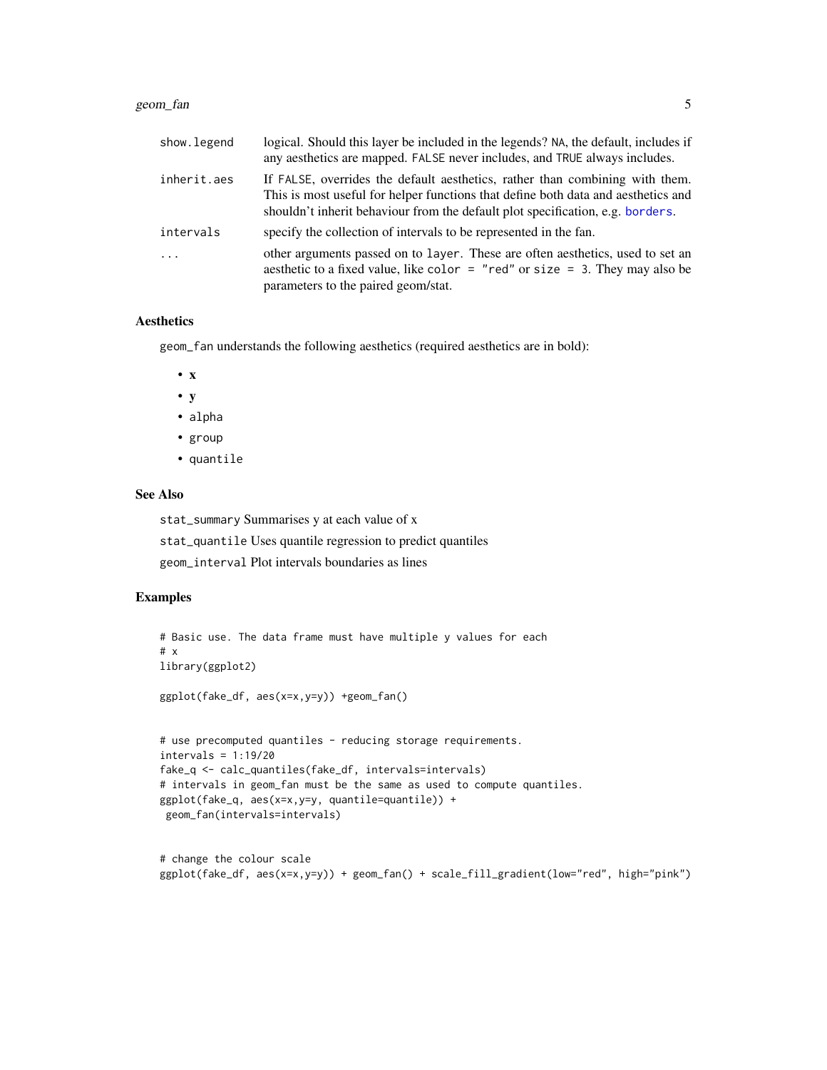| | |
|---|---|
| show.legend | logical. Should this layer be included in the legends? NA, the default, includes if any aesthetics are mapped. FALSE never includes, and TRUE always includes. |
| inherit.aes | If FALSE, overrides the default aesthetics, rather than combining with them. This is most useful for helper functions that define both data and aesthetics and shouldn't inherit behaviour from the default plot specification, e.g. borders. |
| intervals | specify the collection of intervals to be represented in the fan. |
| ... | other arguments passed on to layer. These are often aesthetics, used to set an aesthetic to a fixed value, like color = "red" or size = 3. They may also be parameters to the paired geom/stat. |

### Aesthetics

geom_fan understands the following aesthetics (required aesthetics are in bold):

- **x**
- **y**
- alpha
- group
- quantile

### See Also

stat_summary Summarises y at each value of x

stat_quantile Uses quantile regression to predict quantiles

geom_interval Plot intervals boundaries as lines

### Examples

```
# Basic use. The data frame must have multiple y values for each
# x
library(ggplot2)

ggplot(fake_df, aes(x=x,y=y)) +geom_fan()


# use precomputed quantiles - reducing storage requirements.
intervals = 1:19/20
fake_q <- calc_quantiles(fake_df, intervals=intervals)
# intervals in geom_fan must be the same as used to compute quantiles.
ggplot(fake_q, aes(x=x,y=y, quantile=quantile)) +
 geom_fan(intervals=intervals)


# change the colour scale
ggplot(fake_df, aes(x=x,y=y)) + geom_fan() + scale_fill_gradient(low="red", high="pink")
```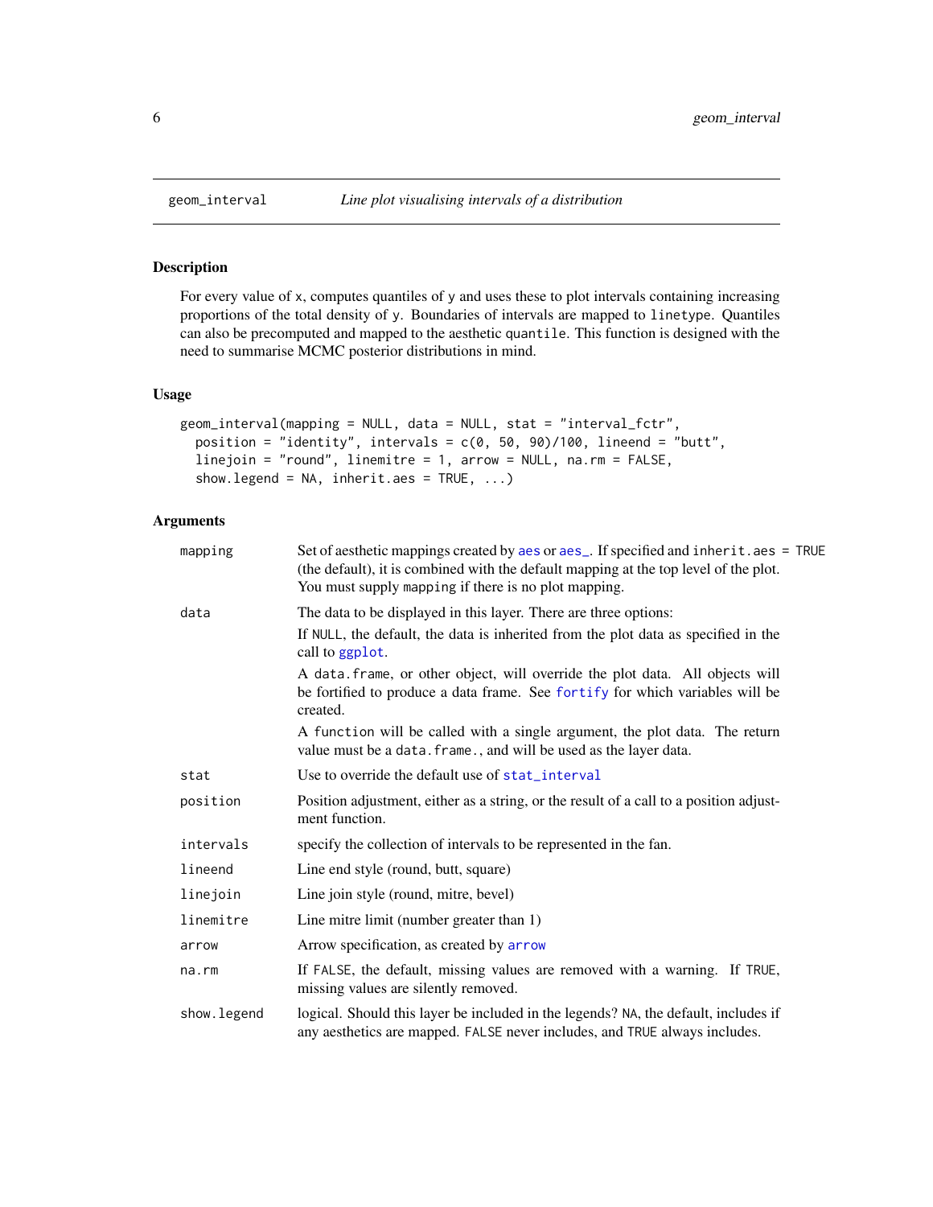geom_interval — *Line plot visualising intervals of a distribution*

## Description

For every value of x, computes quantiles of y and uses these to plot intervals containing increasing proportions of the total density of y. Boundaries of intervals are mapped to linetype. Quantiles can also be precomputed and mapped to the aesthetic quantile. This function is designed with the need to summarise MCMC posterior distributions in mind.

## Usage

```
geom_interval(mapping = NULL, data = NULL, stat = "interval_fctr",
  position = "identity", intervals = c(0, 50, 90)/100, lineend = "butt",
  linejoin = "round", linemitre = 1, arrow = NULL, na.rm = FALSE,
  show.legend = NA, inherit.aes = TRUE, ...)
```

## Arguments

| | |
|---|---|
| mapping | Set of aesthetic mappings created by aes or aes_. If specified and inherit.aes = TRUE (the default), it is combined with the default mapping at the top level of the plot. You must supply mapping if there is no plot mapping. |
| data | The data to be displayed in this layer. There are three options:<br>If NULL, the default, the data is inherited from the plot data as specified in the call to ggplot.<br>A data.frame, or other object, will override the plot data. All objects will be fortified to produce a data frame. See fortify for which variables will be created.<br>A function will be called with a single argument, the plot data. The return value must be a data.frame., and will be used as the layer data. |
| stat | Use to override the default use of stat_interval |
| position | Position adjustment, either as a string, or the result of a call to a position adjustment function. |
| intervals | specify the collection of intervals to be represented in the fan. |
| lineend | Line end style (round, butt, square) |
| linejoin | Line join style (round, mitre, bevel) |
| linemitre | Line mitre limit (number greater than 1) |
| arrow | Arrow specification, as created by arrow |
| na.rm | If FALSE, the default, missing values are removed with a warning. If TRUE, missing values are silently removed. |
| show.legend | logical. Should this layer be included in the legends? NA, the default, includes if any aesthetics are mapped. FALSE never includes, and TRUE always includes. |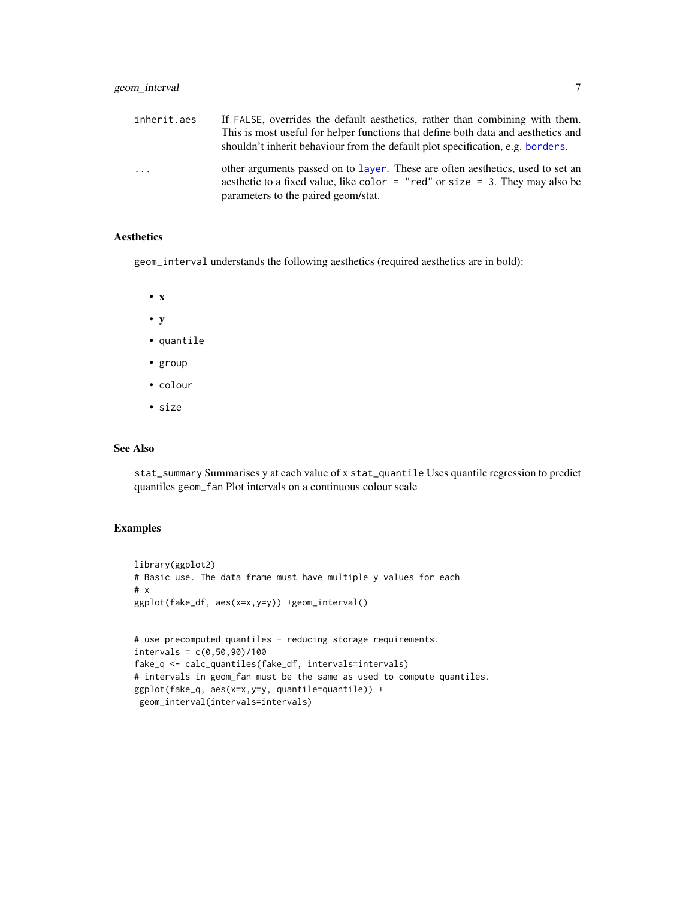| | |
|---|---|
| inherit.aes | If FALSE, overrides the default aesthetics, rather than combining with them. This is most useful for helper functions that define both data and aesthetics and shouldn't inherit behaviour from the default plot specification, e.g. borders. |
| ... | other arguments passed on to layer. These are often aesthetics, used to set an aesthetic to a fixed value, like color = "red" or size = 3. They may also be parameters to the paired geom/stat. |

## Aesthetics

geom_interval understands the following aesthetics (required aesthetics are in bold):

- **x**
- **y**
- quantile
- group
- colour
- size

## See Also

stat_summary Summarises y at each value of x stat_quantile Uses quantile regression to predict quantiles geom_fan Plot intervals on a continuous colour scale

## Examples

```
library(ggplot2)
# Basic use. The data frame must have multiple y values for each
# x
ggplot(fake_df, aes(x=x,y=y)) +geom_interval()


# use precomputed quantiles - reducing storage requirements.
intervals = c(0,50,90)/100
fake_q <- calc_quantiles(fake_df, intervals=intervals)
# intervals in geom_fan must be the same as used to compute quantiles.
ggplot(fake_q, aes(x=x,y=y, quantile=quantile)) +
 geom_interval(intervals=intervals)
```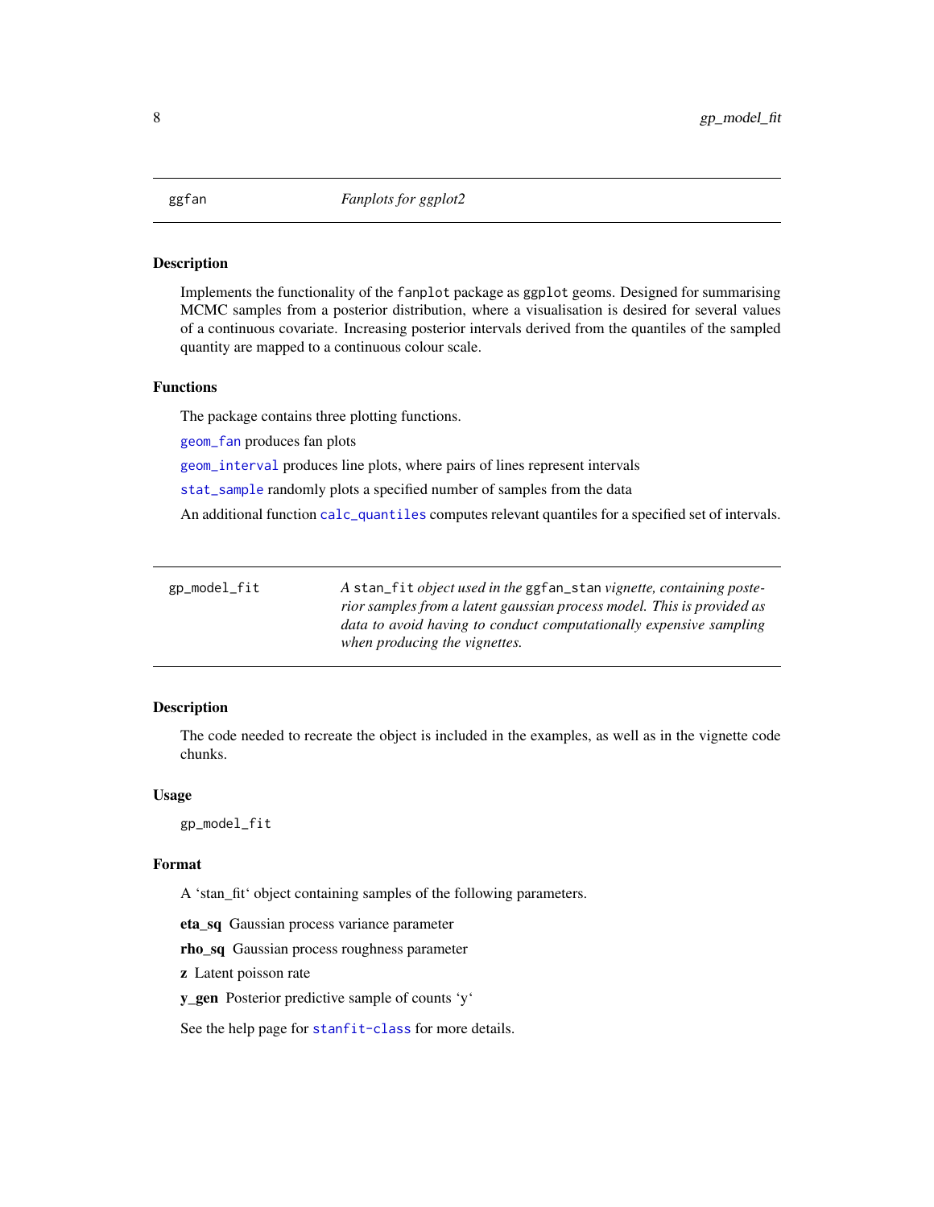## ggfan — *Fanplots for ggplot2*

### Description

Implements the functionality of the `fanplot` package as `ggplot` geoms. Designed for summarising MCMC samples from a posterior distribution, where a visualisation is desired for several values of a continuous covariate. Increasing posterior intervals derived from the quantiles of the sampled quantity are mapped to a continuous colour scale.

### Functions

The package contains three plotting functions.

`geom_fan` produces fan plots

`geom_interval` produces line plots, where pairs of lines represent intervals

`stat_sample` randomly plots a specified number of samples from the data

An additional function `calc_quantiles` computes relevant quantiles for a specified set of intervals.

## gp_model_fit — *A `stan_fit` object used in the `ggfan_stan` vignette, containing posterior samples from a latent gaussian process model. This is provided as data to avoid having to conduct computationally expensive sampling when producing the vignettes.*

### Description

The code needed to recreate the object is included in the examples, as well as in the vignette code chunks.

### Usage

```
gp_model_fit
```

### Format

A 'stan_fit' object containing samples of the following parameters.

**eta_sq** Gaussian process variance parameter

**rho_sq** Gaussian process roughness parameter

**z** Latent poisson rate

**y_gen** Posterior predictive sample of counts 'y'

See the help page for `stanfit-class` for more details.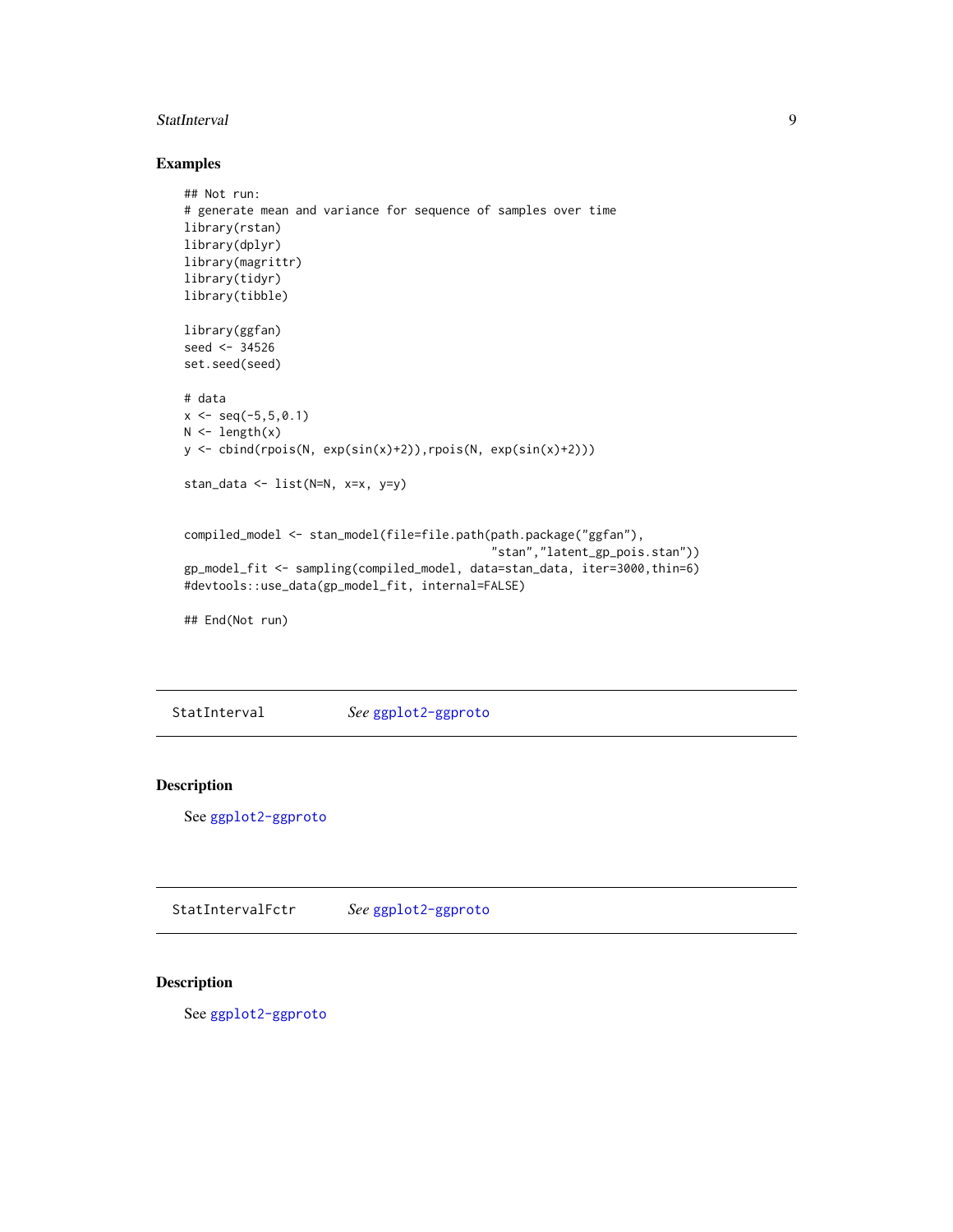## Examples

```
## Not run:
# generate mean and variance for sequence of samples over time
library(rstan)
library(dplyr)
library(magrittr)
library(tidyr)
library(tibble)

library(ggfan)
seed <- 34526
set.seed(seed)

# data
x <- seq(-5,5,0.1)
N <- length(x)
y <- cbind(rpois(N, exp(sin(x)+2)),rpois(N, exp(sin(x)+2)))

stan_data <- list(N=N, x=x, y=y)


compiled_model <- stan_model(file=file.path(path.package("ggfan"),
                                            "stan","latent_gp_pois.stan"))
gp_model_fit <- sampling(compiled_model, data=stan_data, iter=3000,thin=6)
#devtools::use_data(gp_model_fit, internal=FALSE)

## End(Not run)
```

---

## StatInterval *See* ggplot2-ggproto

### Description

See ggplot2-ggproto

---

## StatIntervalFctr *See* ggplot2-ggproto

### Description

See ggplot2-ggproto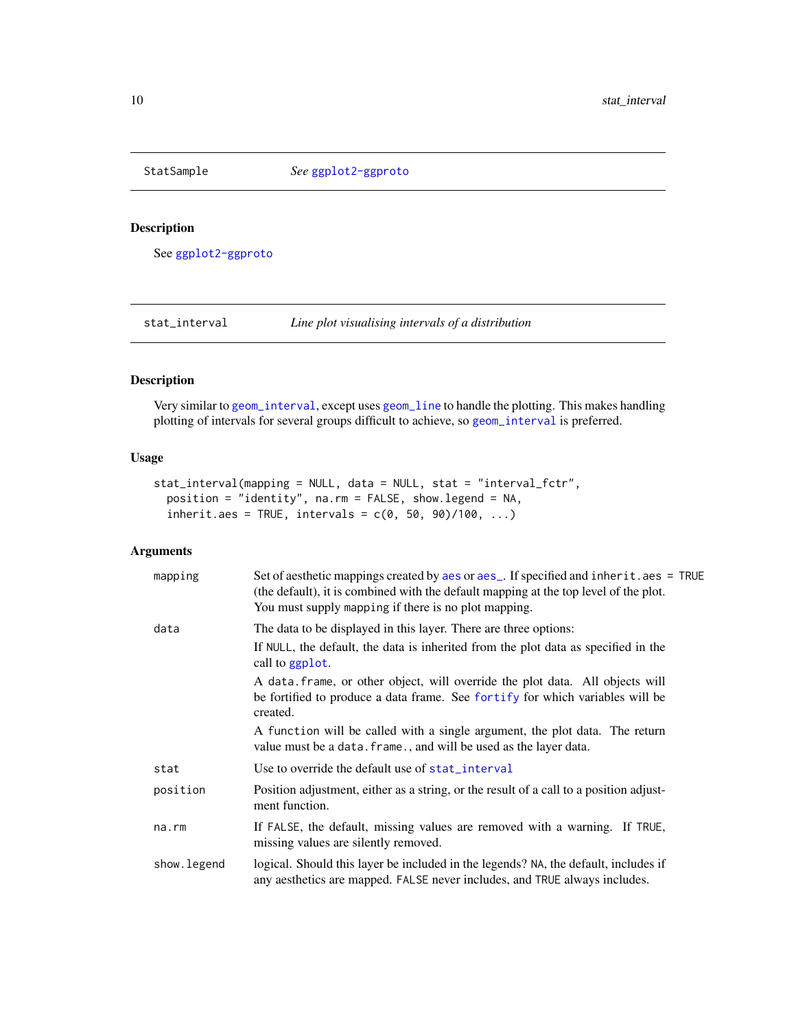StatSample *See ggplot2-ggproto*

## Description

See ggplot2-ggproto

stat_interval *Line plot visualising intervals of a distribution*

## Description

Very similar to geom_interval, except uses geom_line to handle the plotting. This makes handling plotting of intervals for several groups difficult to achieve, so geom_interval is preferred.

## Usage

```
stat_interval(mapping = NULL, data = NULL, stat = "interval_fctr",
  position = "identity", na.rm = FALSE, show.legend = NA,
  inherit.aes = TRUE, intervals = c(0, 50, 90)/100, ...)
```

## Arguments

| | |
|---|---|
| mapping | Set of aesthetic mappings created by aes or aes_. If specified and inherit.aes = TRUE (the default), it is combined with the default mapping at the top level of the plot. You must supply mapping if there is no plot mapping. |
| data | The data to be displayed in this layer. There are three options:<br>If NULL, the default, the data is inherited from the plot data as specified in the call to ggplot.<br>A data.frame, or other object, will override the plot data. All objects will be fortified to produce a data frame. See fortify for which variables will be created.<br>A function will be called with a single argument, the plot data. The return value must be a data.frame., and will be used as the layer data. |
| stat | Use to override the default use of stat_interval |
| position | Position adjustment, either as a string, or the result of a call to a position adjustment function. |
| na.rm | If FALSE, the default, missing values are removed with a warning. If TRUE, missing values are silently removed. |
| show.legend | logical. Should this layer be included in the legends? NA, the default, includes if any aesthetics are mapped. FALSE never includes, and TRUE always includes. |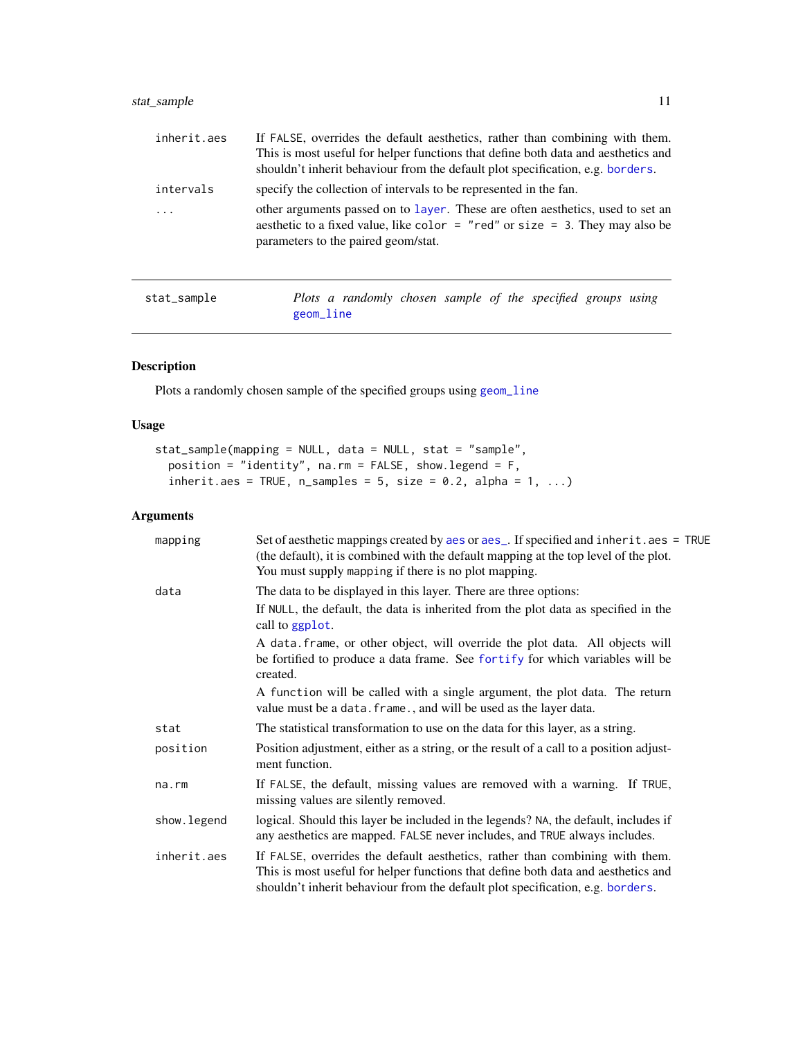| | |
|---|---|
| inherit.aes | If FALSE, overrides the default aesthetics, rather than combining with them. This is most useful for helper functions that define both data and aesthetics and shouldn't inherit behaviour from the default plot specification, e.g. borders. |
| intervals | specify the collection of intervals to be represented in the fan. |
| ... | other arguments passed on to layer. These are often aesthetics, used to set an aesthetic to a fixed value, like color = "red" or size = 3. They may also be parameters to the paired geom/stat. |

---

stat_sample — *Plots a randomly chosen sample of the specified groups using geom_line*

---

## Description

Plots a randomly chosen sample of the specified groups using geom_line

## Usage

```
stat_sample(mapping = NULL, data = NULL, stat = "sample",
  position = "identity", na.rm = FALSE, show.legend = F,
  inherit.aes = TRUE, n_samples = 5, size = 0.2, alpha = 1, ...)
```

## Arguments

| | |
|---|---|
| mapping | Set of aesthetic mappings created by aes or aes_. If specified and inherit.aes = TRUE (the default), it is combined with the default mapping at the top level of the plot. You must supply mapping if there is no plot mapping. |
| data | The data to be displayed in this layer. There are three options:<br>If NULL, the default, the data is inherited from the plot data as specified in the call to ggplot.<br>A data.frame, or other object, will override the plot data. All objects will be fortified to produce a data frame. See fortify for which variables will be created.<br>A function will be called with a single argument, the plot data. The return value must be a data.frame., and will be used as the layer data. |
| stat | The statistical transformation to use on the data for this layer, as a string. |
| position | Position adjustment, either as a string, or the result of a call to a position adjustment function. |
| na.rm | If FALSE, the default, missing values are removed with a warning. If TRUE, missing values are silently removed. |
| show.legend | logical. Should this layer be included in the legends? NA, the default, includes if any aesthetics are mapped. FALSE never includes, and TRUE always includes. |
| inherit.aes | If FALSE, overrides the default aesthetics, rather than combining with them. This is most useful for helper functions that define both data and aesthetics and shouldn't inherit behaviour from the default plot specification, e.g. borders. |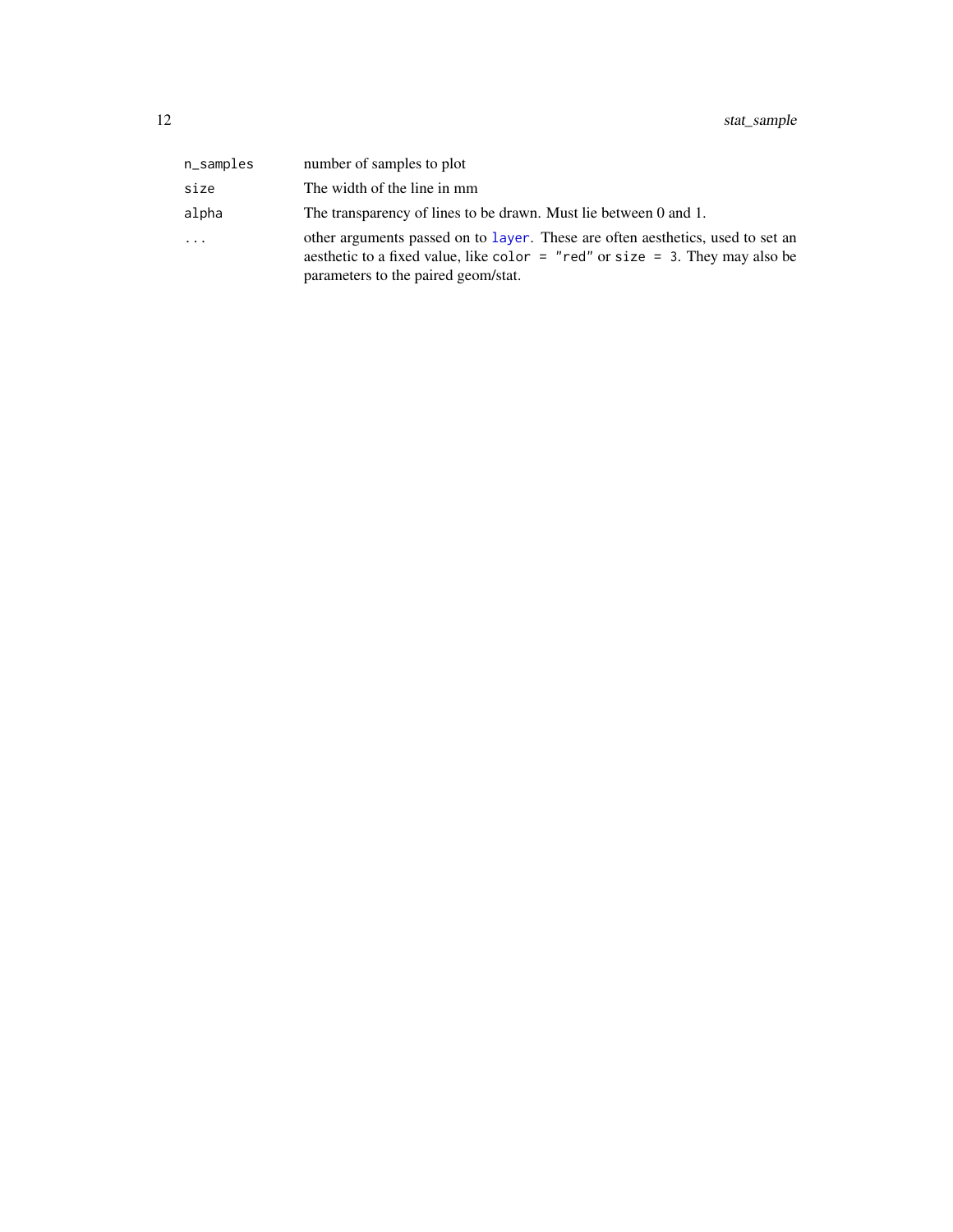| | |
|---|---|
| `n_samples` | number of samples to plot |
| `size` | The width of the line in mm |
| `alpha` | The transparency of lines to be drawn. Must lie between 0 and 1. |
| `...` | other arguments passed on to `layer`. These are often aesthetics, used to set an aesthetic to a fixed value, like `color = "red"` or `size = 3`. They may also be parameters to the paired geom/stat. |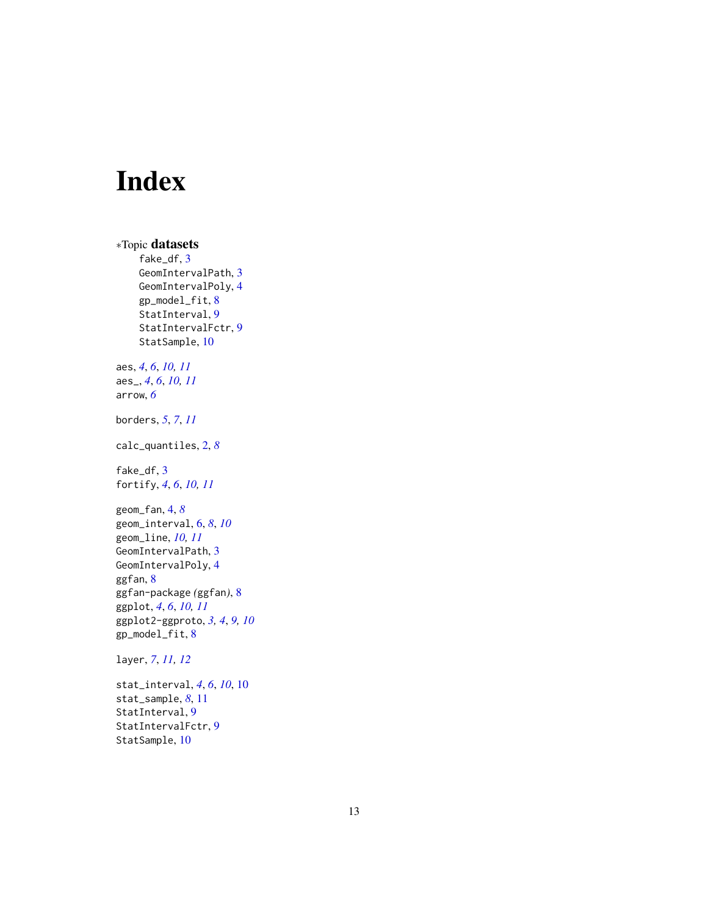# Index

∗Topic **datasets**

- fake_df, 3
- GeomIntervalPath, 3
- GeomIntervalPoly, 4
- gp_model_fit, 8
- StatInterval, 9
- StatIntervalFctr, 9
- StatSample, 10

aes, *4*, *6*, *10, 11*
aes_, *4*, *6*, *10, 11*
arrow, *6*

borders, *5*, *7*, *11*

calc_quantiles, 2, *8*

fake_df, 3
fortify, *4*, *6*, *10, 11*

geom_fan, 4, *8*
geom_interval, 6, *8*, *10*
geom_line, *10, 11*
GeomIntervalPath, 3
GeomIntervalPoly, 4
ggfan, 8
ggfan-package (ggfan), 8
ggplot, *4*, *6*, *10, 11*
ggplot2-ggproto, *3, 4*, *9, 10*
gp_model_fit, 8

layer, *7*, *11, 12*

stat_interval, *4*, *6*, *10*, 10
stat_sample, *8*, 11
StatInterval, 9
StatIntervalFctr, 9
StatSample, 10